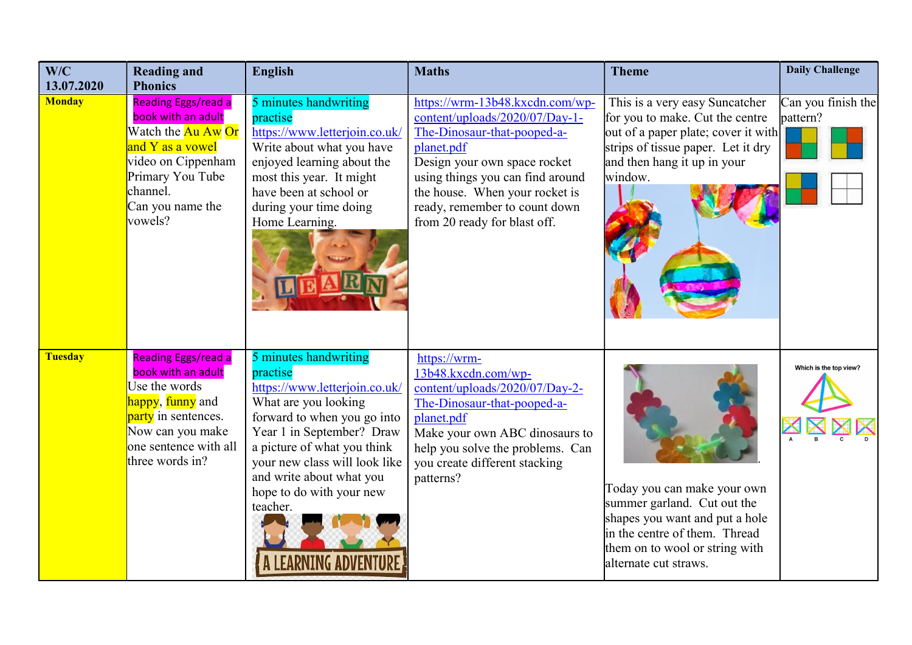| W/C 13.07.2020 | Reading and Phonics | English | Maths | Theme | Daily Challenge |
|---|---|---|---|---|---|
| **Monday** | Reading Eggs/read a book with an adult<br>Watch the Au Aw Or and Y as a vowel video on Cippenham Primary You Tube channel.<br>Can you name the vowels? | 5 minutes handwriting practise<br>https://www.letterjoin.co.uk/<br>Write about what you have enjoyed learning about the most this year. It might have been at school or during your time doing Home Learning. | https://wrm-13b48.kxcdn.com/wp-content/uploads/2020/07/Day-1-The-Dinosaur-that-pooped-a-planet.pdf<br>Design your own space rocket using things you can find around the house. When your rocket is ready, remember to count down from 20 ready for blast off. | This is a very easy Suncatcher for you to make. Cut the centre out of a paper plate; cover it with strips of tissue paper. Let it dry and then hang it up in your window. | Can you finish the pattern? |
| **Tuesday** | Reading Eggs/read a book with an adult<br>Use the words happy, funny and party in sentences.<br>Now can you make one sentence with all three words in? | 5 minutes handwriting practise<br>https://www.letterjoin.co.uk/<br>What are you looking forward to when you go into Year 1 in September? Draw a picture of what you think your new class will look like and write about what you hope to do with your new teacher. | https://wrm-13b48.kxcdn.com/wp-content/uploads/2020/07/Day-2-The-Dinosaur-that-pooped-a-planet.pdf<br>Make your own ABC dinosaurs to help you solve the problems. Can you create different stacking patterns? | Today you can make your own summer garland. Cut out the shapes you want and put a hole in the centre of them. Thread them on to wool or string with alternate cut straws. | Which is the top view?<br>A B C D |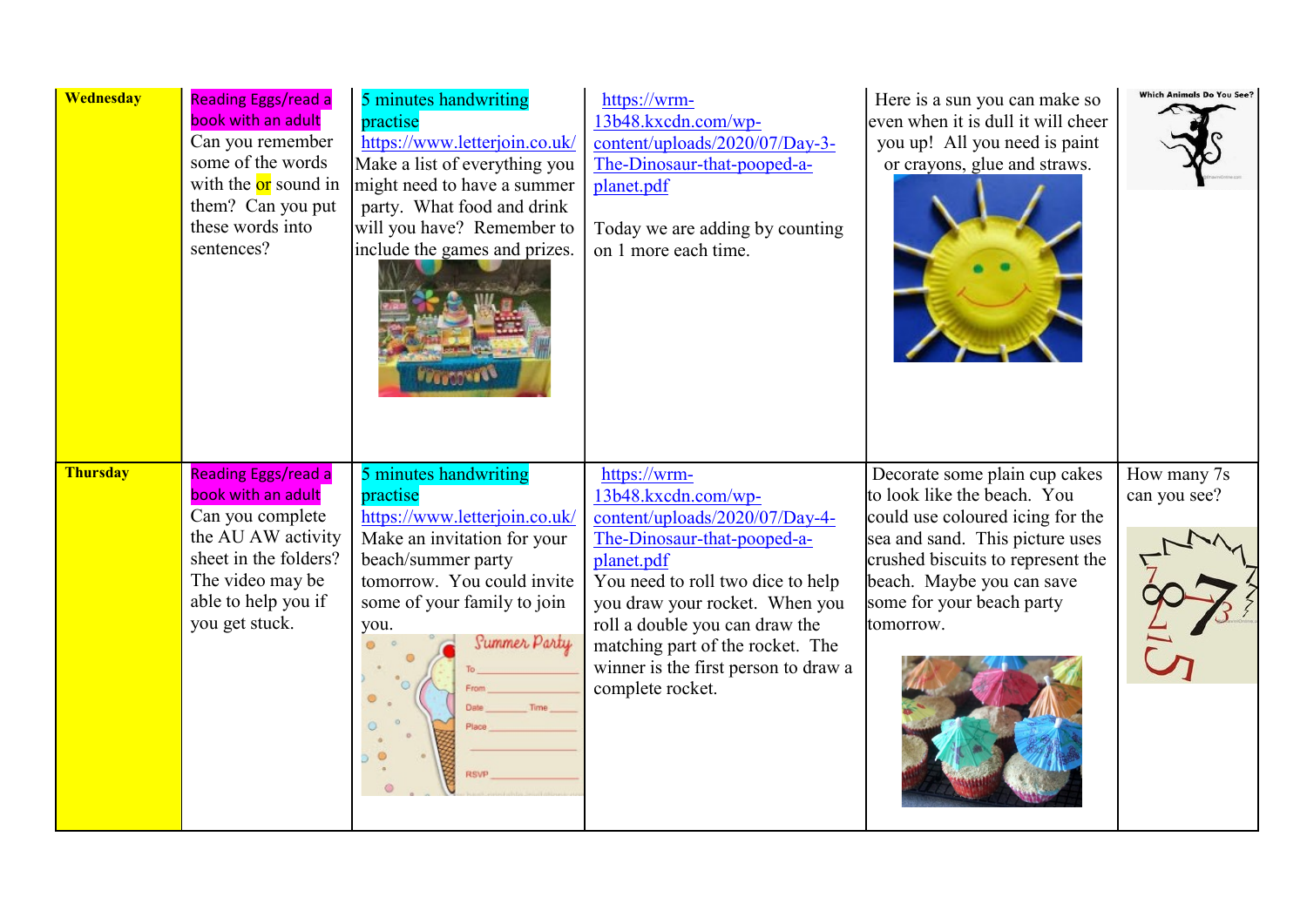| Wednesday | Reading Eggs/read a book with an adult<br>Can you remember some of the words with the or sound in them? Can you put these words into sentences? | 5 minutes handwriting practise<br>https://www.letterjoin.co.uk/<br>Make a list of everything you might need to have a summer party. What food and drink will you have? Remember to include the games and prizes. | https://wrm-13b48.kxcdn.com/wp-content/uploads/2020/07/Day-3-The-Dinosaur-that-pooped-a-planet.pdf<br><br>Today we are adding by counting on 1 more each time. | Here is a sun you can make so even when it is dull it will cheer you up! All you need is paint or crayons, glue and straws. | Which Animals Do You See? |
|---|---|---|---|---|---|
| Thursday | Reading Eggs/read a book with an adult<br>Can you complete the AU AW activity sheet in the folders? The video may be able to help you if you get stuck. | 5 minutes handwriting practise<br>https://www.letterjoin.co.uk/<br>Make an invitation for your beach/summer party tomorrow. You could invite some of your family to join you. | https://wrm-13b48.kxcdn.com/wp-content/uploads/2020/07/Day-4-The-Dinosaur-that-pooped-a-planet.pdf<br>You need to roll two dice to help you draw your rocket. When you roll a double you can draw the matching part of the rocket. The winner is the first person to draw a complete rocket. | Decorate some plain cup cakes to look like the beach. You could use coloured icing for the sea and sand. This picture uses crushed biscuits to represent the beach. Maybe you can save some for your beach party tomorrow. | How many 7s can you see? |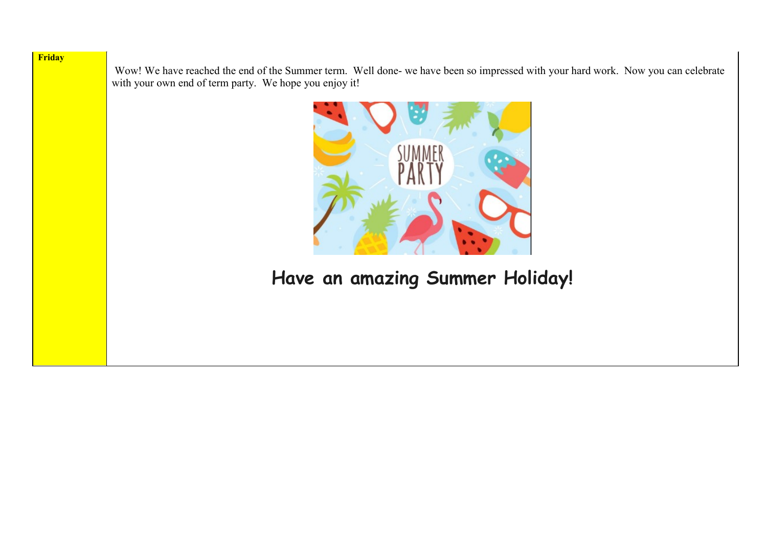| | |
|---|---|
| **Friday** | Wow! We have reached the end of the Summer term. Well done- we have been so impressed with your hard work. Now you can celebrate with your own end of term party. We hope you enjoy it!<br><br>**Have an amazing Summer Holiday!** |